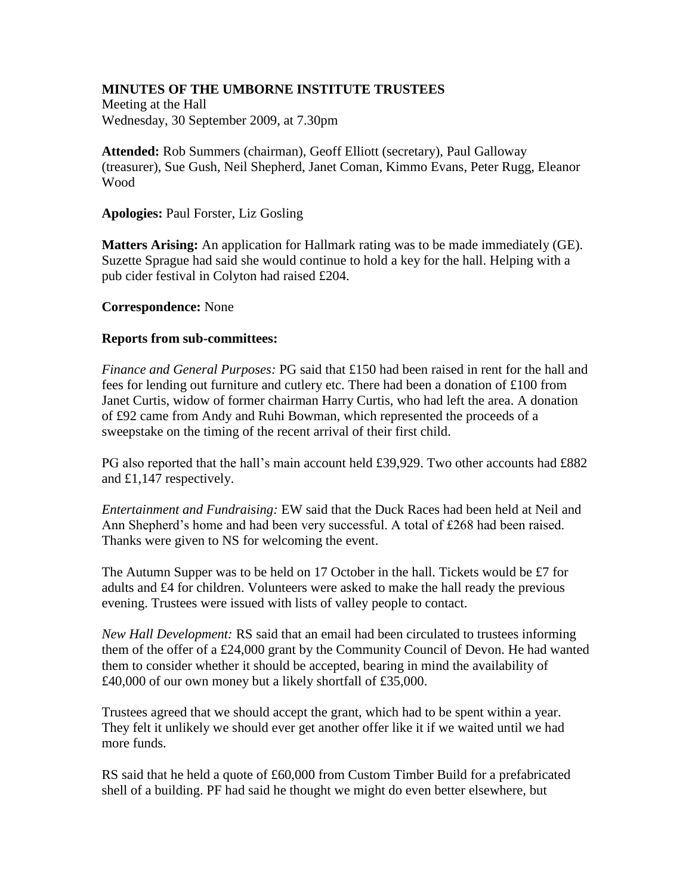**MINUTES OF THE UMBORNE INSTITUTE TRUSTEES**
Meeting at the Hall
Wednesday, 30 September 2009, at 7.30pm

**Attended:** Rob Summers (chairman), Geoff Elliott (secretary), Paul Galloway (treasurer), Sue Gush, Neil Shepherd, Janet Coman, Kimmo Evans, Peter Rugg, Eleanor Wood

**Apologies:** Paul Forster, Liz Gosling

**Matters Arising:** An application for Hallmark rating was to be made immediately (GE). Suzette Sprague had said she would continue to hold a key for the hall. Helping with a pub cider festival in Colyton had raised £204.

**Correspondence:** None

**Reports from sub-committees:**

*Finance and General Purposes:* PG said that £150 had been raised in rent for the hall and fees for lending out furniture and cutlery etc. There had been a donation of £100 from Janet Curtis, widow of former chairman Harry Curtis, who had left the area. A donation of £92 came from Andy and Ruhi Bowman, which represented the proceeds of a sweepstake on the timing of the recent arrival of their first child.

PG also reported that the hall's main account held £39,929. Two other accounts had £882 and £1,147 respectively.

*Entertainment and Fundraising:* EW said that the Duck Races had been held at Neil and Ann Shepherd's home and had been very successful. A total of £268 had been raised. Thanks were given to NS for welcoming the event.

The Autumn Supper was to be held on 17 October in the hall. Tickets would be £7 for adults and £4 for children. Volunteers were asked to make the hall ready the previous evening. Trustees were issued with lists of valley people to contact.

*New Hall Development:* RS said that an email had been circulated to trustees informing them of the offer of a £24,000 grant by the Community Council of Devon. He had wanted them to consider whether it should be accepted, bearing in mind the availability of £40,000 of our own money but a likely shortfall of £35,000.

Trustees agreed that we should accept the grant, which had to be spent within a year. They felt it unlikely we should ever get another offer like it if we waited until we had more funds.

RS said that he held a quote of £60,000 from Custom Timber Build for a prefabricated shell of a building. PF had said he thought we might do even better elsewhere, but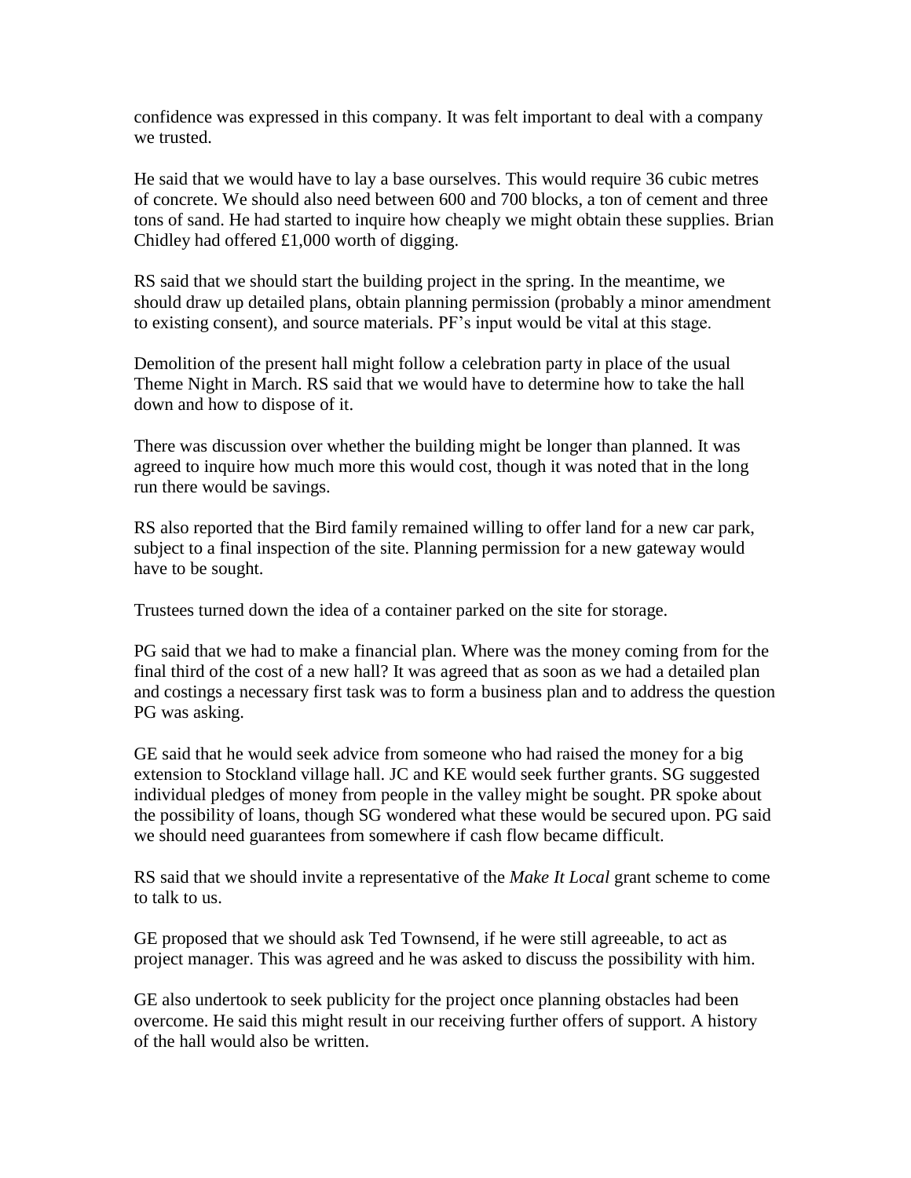confidence was expressed in this company. It was felt important to deal with a company we trusted.

He said that we would have to lay a base ourselves. This would require 36 cubic metres of concrete. We should also need between 600 and 700 blocks, a ton of cement and three tons of sand. He had started to inquire how cheaply we might obtain these supplies. Brian Chidley had offered £1,000 worth of digging.

RS said that we should start the building project in the spring. In the meantime, we should draw up detailed plans, obtain planning permission (probably a minor amendment to existing consent), and source materials. PF's input would be vital at this stage.

Demolition of the present hall might follow a celebration party in place of the usual Theme Night in March. RS said that we would have to determine how to take the hall down and how to dispose of it.

There was discussion over whether the building might be longer than planned. It was agreed to inquire how much more this would cost, though it was noted that in the long run there would be savings.

RS also reported that the Bird family remained willing to offer land for a new car park, subject to a final inspection of the site. Planning permission for a new gateway would have to be sought.

Trustees turned down the idea of a container parked on the site for storage.

PG said that we had to make a financial plan. Where was the money coming from for the final third of the cost of a new hall? It was agreed that as soon as we had a detailed plan and costings a necessary first task was to form a business plan and to address the question PG was asking.

GE said that he would seek advice from someone who had raised the money for a big extension to Stockland village hall. JC and KE would seek further grants. SG suggested individual pledges of money from people in the valley might be sought. PR spoke about the possibility of loans, though SG wondered what these would be secured upon. PG said we should need guarantees from somewhere if cash flow became difficult.

RS said that we should invite a representative of the *Make It Local* grant scheme to come to talk to us.

GE proposed that we should ask Ted Townsend, if he were still agreeable, to act as project manager. This was agreed and he was asked to discuss the possibility with him.

GE also undertook to seek publicity for the project once planning obstacles had been overcome. He said this might result in our receiving further offers of support. A history of the hall would also be written.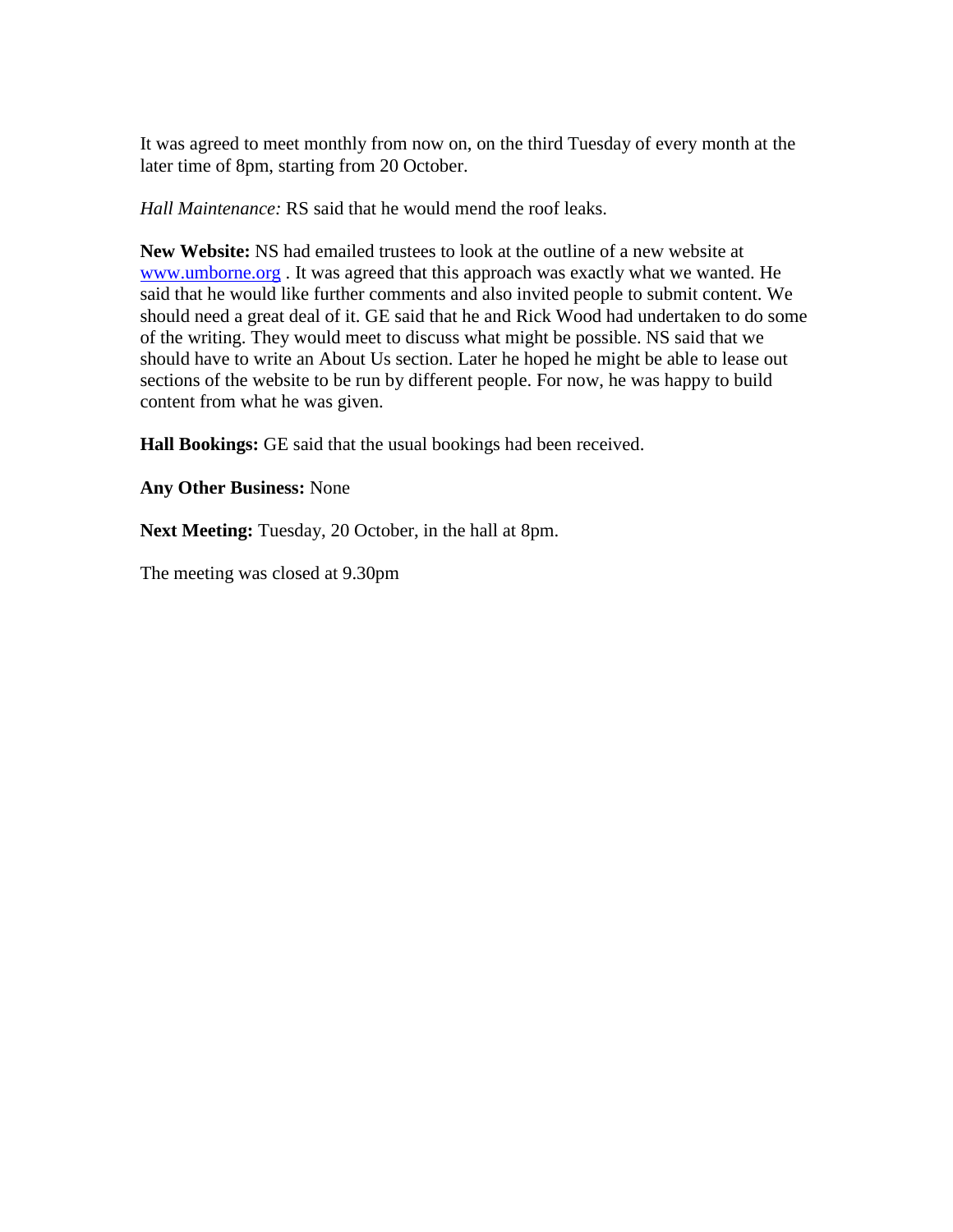It was agreed to meet monthly from now on, on the third Tuesday of every month at the later time of 8pm, starting from 20 October.

*Hall Maintenance:* RS said that he would mend the roof leaks.

**New Website:** NS had emailed trustees to look at the outline of a new website at [www.umborne.org](http://www.umborne.org) . It was agreed that this approach was exactly what we wanted. He said that he would like further comments and also invited people to submit content. We should need a great deal of it. GE said that he and Rick Wood had undertaken to do some of the writing. They would meet to discuss what might be possible. NS said that we should have to write an About Us section. Later he hoped he might be able to lease out sections of the website to be run by different people. For now, he was happy to build content from what he was given.

**Hall Bookings:** GE said that the usual bookings had been received.

**Any Other Business:** None

**Next Meeting:** Tuesday, 20 October, in the hall at 8pm.

The meeting was closed at 9.30pm